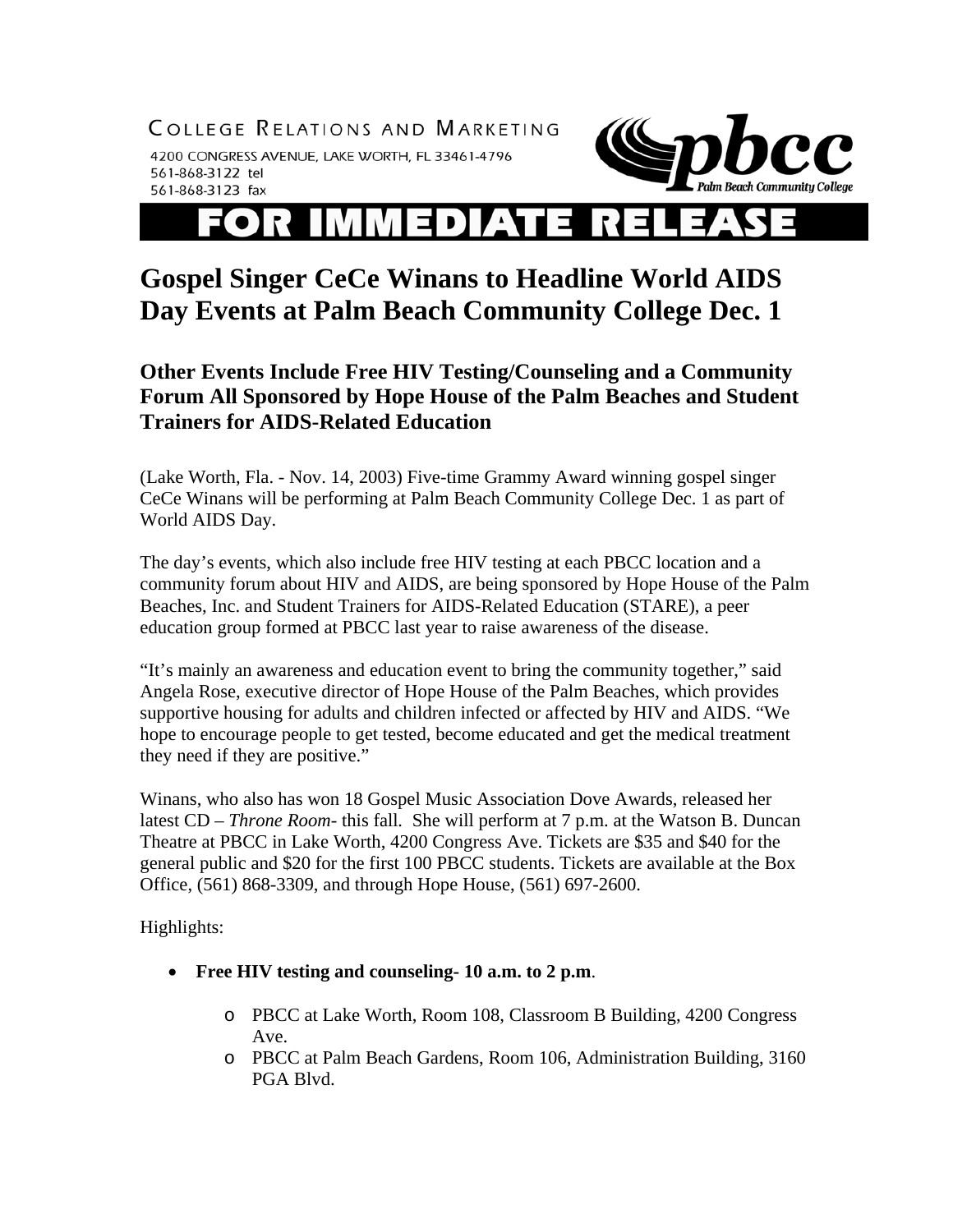COLLEGE RELATIONS AND MARKETING

4200 CONGRESS AVENUE, LAKE WORTH, FL 33461-4796
561-868-3122 tel
561-868-3123 fax

pbcc Palm Beach Community College

# FOR IMMEDIATE RELEASE

# Gospel Singer CeCe Winans to Headline World AIDS Day Events at Palm Beach Community College Dec. 1

## Other Events Include Free HIV Testing/Counseling and a Community Forum All Sponsored by Hope House of the Palm Beaches and Student Trainers for AIDS-Related Education

(Lake Worth, Fla. - Nov. 14, 2003) Five-time Grammy Award winning gospel singer CeCe Winans will be performing at Palm Beach Community College Dec. 1 as part of World AIDS Day.

The day's events, which also include free HIV testing at each PBCC location and a community forum about HIV and AIDS, are being sponsored by Hope House of the Palm Beaches, Inc. and Student Trainers for AIDS-Related Education (STARE), a peer education group formed at PBCC last year to raise awareness of the disease.

"It's mainly an awareness and education event to bring the community together," said Angela Rose, executive director of Hope House of the Palm Beaches, which provides supportive housing for adults and children infected or affected by HIV and AIDS. "We hope to encourage people to get tested, become educated and get the medical treatment they need if they are positive."

Winans, who also has won 18 Gospel Music Association Dove Awards, released her latest CD – *Throne Room*- this fall. She will perform at 7 p.m. at the Watson B. Duncan Theatre at PBCC in Lake Worth, 4200 Congress Ave. Tickets are $35 and $40 for the general public and $20 for the first 100 PBCC students. Tickets are available at the Box Office, (561) 868-3309, and through Hope House, (561) 697-2600.

Highlights:

- **Free HIV testing and counseling- 10 a.m. to 2 p.m**.
  - PBCC at Lake Worth, Room 108, Classroom B Building, 4200 Congress Ave.
  - PBCC at Palm Beach Gardens, Room 106, Administration Building, 3160 PGA Blvd.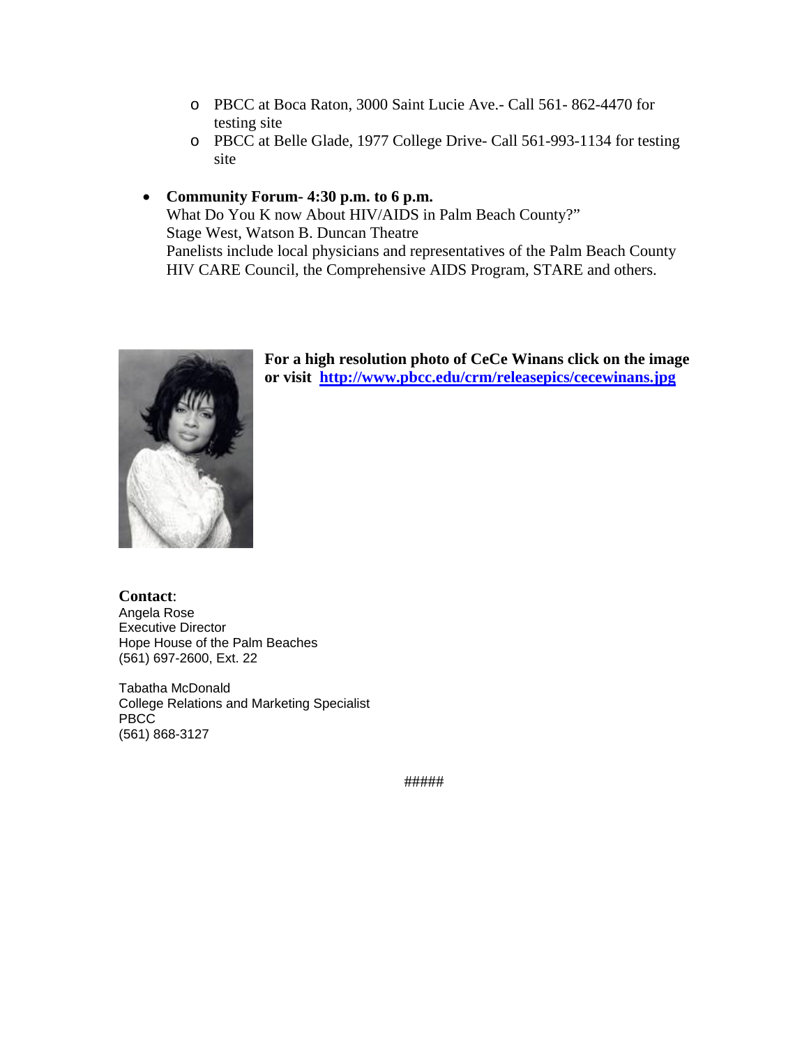- PBCC at Boca Raton, 3000 Saint Lucie Ave.- Call 561- 862-4470 for testing site
   - PBCC at Belle Glade, 1977 College Drive- Call 561-993-1134 for testing site

- **Community Forum- 4:30 p.m. to 6 p.m.**
  What Do You K now About HIV/AIDS in Palm Beach County?"
  Stage West, Watson B. Duncan Theatre
  Panelists include local physicians and representatives of the Palm Beach County HIV CARE Council, the Comprehensive AIDS Program, STARE and others.

**For a high resolution photo of CeCe Winans click on the image or visit [http://www.pbcc.edu/crm/releasepics/cecewinans.jpg](http://www.pbcc.edu/crm/releasepics/cecewinans.jpg)**

**Contact**:
Angela Rose
Executive Director
Hope House of the Palm Beaches
(561) 697-2600, Ext. 22

Tabatha McDonald
College Relations and Marketing Specialist
PBCC
(561) 868-3127

#####